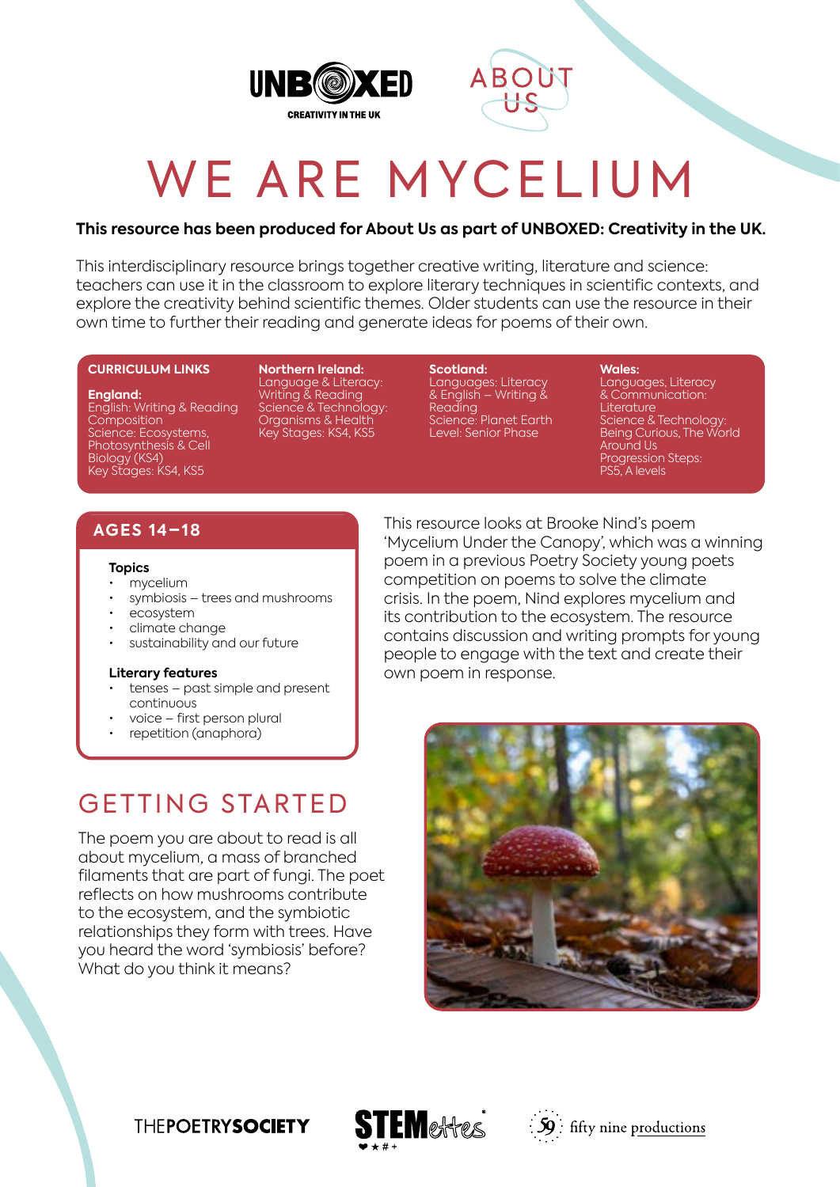# WE ARE MYCELIUM

**This resource has been produced for About Us as part of UNBOXED: Creativity in the UK.**

This interdisciplinary resource brings together creative writing, literature and science: teachers can use it in the classroom to explore literary techniques in scientific contexts, and explore the creativity behind scientific themes. Older students can use the resource in their own time to further their reading and generate ideas for poems of their own.

**CURRICULUM LINKS**

**England:**
English: Writing & Reading Composition
Science: Ecosystems, Photosynthesis & Cell Biology (KS4)
Key Stages: KS4, KS5

**Northern Ireland:**
Language & Literacy: Writing & Reading
Science & Technology: Organisms & Health
Key Stages: KS4, KS5

**Scotland:**
Languages: Literacy & English – Writing & Reading
Science: Planet Earth
Level: Senior Phase

**Wales:**
Languages, Literacy & Communication: Literature
Science & Technology: Being Curious, The World Around Us
Progression Steps: PS5, A levels

## AGES 14–18

**Topics**
- mycelium
- symbiosis – trees and mushrooms
- ecosystem
- climate change
- sustainability and our future

**Literary features**
- tenses – past simple and present continuous
- voice – first person plural
- repetition (anaphora)

This resource looks at Brooke Nind's poem 'Mycelium Under the Canopy', which was a winning poem in a previous Poetry Society young poets competition on poems to solve the climate crisis. In the poem, Nind explores mycelium and its contribution to the ecosystem. The resource contains discussion and writing prompts for young people to engage with the text and create their own poem in response.

## GETTING STARTED

The poem you are about to read is all about mycelium, a mass of branched filaments that are part of fungi. The poet reflects on how mushrooms contribute to the ecosystem, and the symbiotic relationships they form with trees. Have you heard the word 'symbiosis' before? What do you think it means?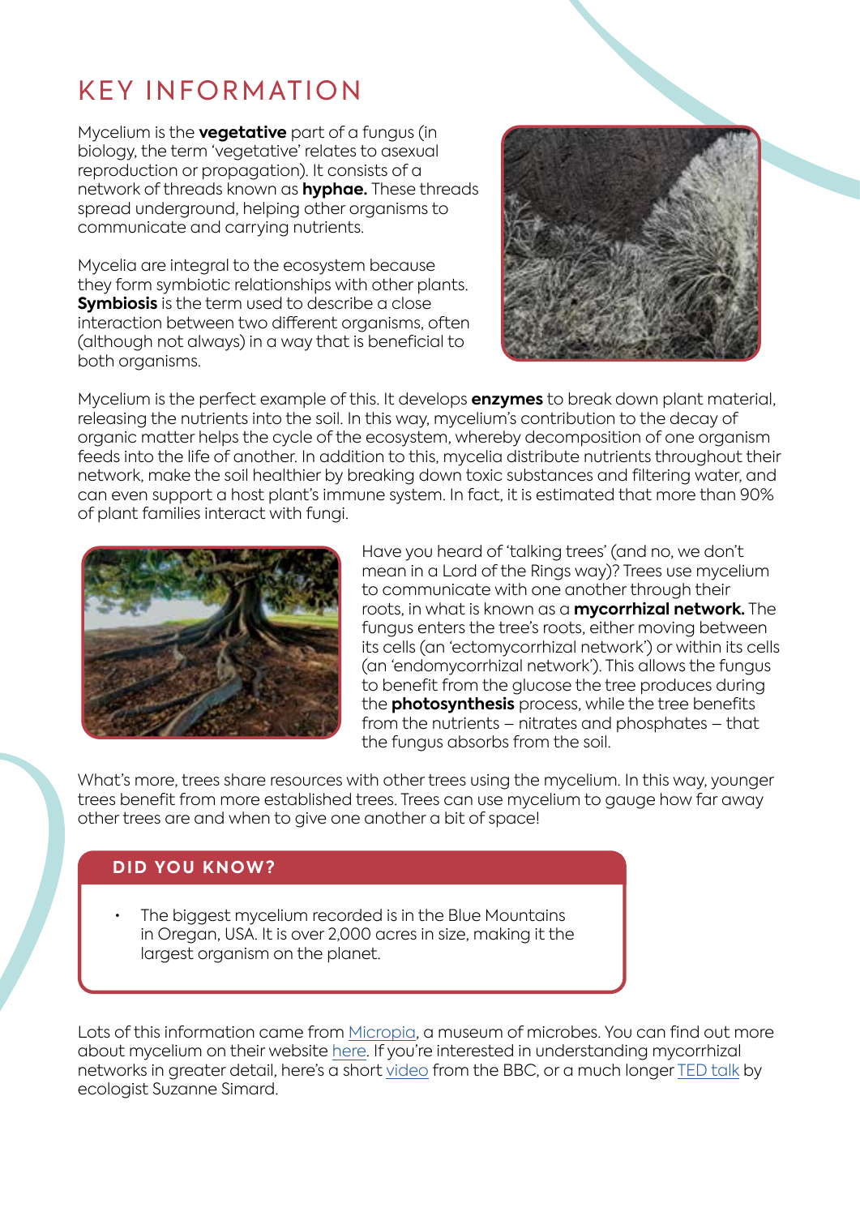# KEY INFORMATION

Mycelium is the **vegetative** part of a fungus (in biology, the term 'vegetative' relates to asexual reproduction or propagation). It consists of a network of threads known as **hyphae.** These threads spread underground, helping other organisms to communicate and carrying nutrients.

Mycelia are integral to the ecosystem because they form symbiotic relationships with other plants. **Symbiosis** is the term used to describe a close interaction between two different organisms, often (although not always) in a way that is beneficial to both organisms.

Mycelium is the perfect example of this. It develops **enzymes** to break down plant material, releasing the nutrients into the soil. In this way, mycelium's contribution to the decay of organic matter helps the cycle of the ecosystem, whereby decomposition of one organism feeds into the life of another. In addition to this, mycelia distribute nutrients throughout their network, make the soil healthier by breaking down toxic substances and filtering water, and can even support a host plant's immune system. In fact, it is estimated that more than 90% of plant families interact with fungi.

Have you heard of 'talking trees' (and no, we don't mean in a Lord of the Rings way)? Trees use mycelium to communicate with one another through their roots, in what is known as a **mycorrhizal network.** The fungus enters the tree's roots, either moving between its cells (an 'ectomycorrhizal network') or within its cells (an 'endomycorrhizal network'). This allows the fungus to benefit from the glucose the tree produces during the **photosynthesis** process, while the tree benefits from the nutrients – nitrates and phosphates – that the fungus absorbs from the soil.

What's more, trees share resources with other trees using the mycelium. In this way, younger trees benefit from more established trees. Trees can use mycelium to gauge how far away other trees are and when to give one another a bit of space!

## DID YOU KNOW?

- The biggest mycelium recorded is in the Blue Mountains in Oregan, USA. It is over 2,000 acres in size, making it the largest organism on the planet.

Lots of this information came from Micropia, a museum of microbes. You can find out more about mycelium on their website here. If you're interested in understanding mycorrhizal networks in greater detail, here's a short video from the BBC, or a much longer TED talk by ecologist Suzanne Simard.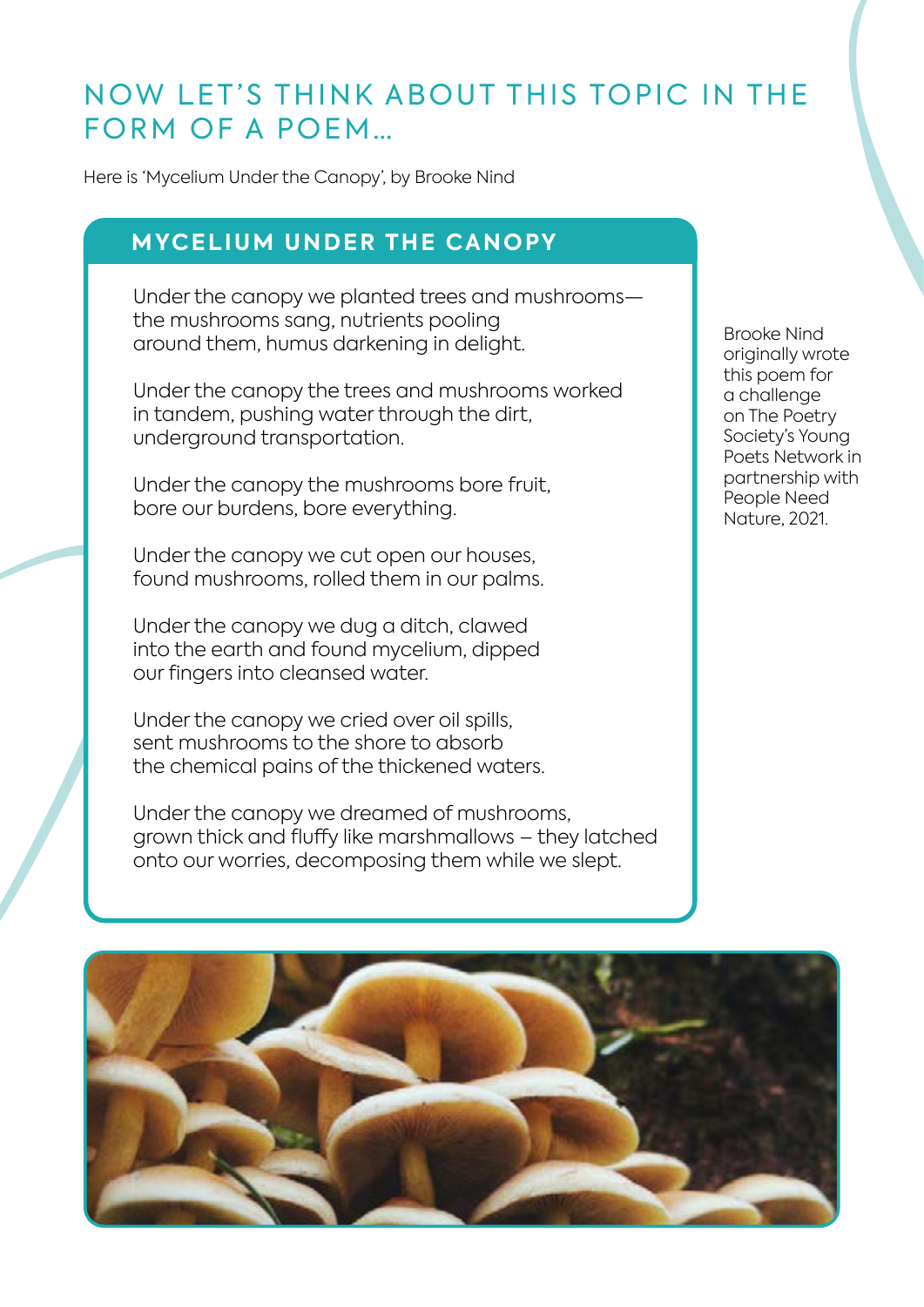# NOW LET'S THINK ABOUT THIS TOPIC IN THE FORM OF A POEM…

Here is 'Mycelium Under the Canopy', by Brooke Nind

## MYCELIUM UNDER THE CANOPY

Under the canopy we planted trees and mushrooms—
the mushrooms sang, nutrients pooling
around them, humus darkening in delight.

Under the canopy the trees and mushrooms worked
in tandem, pushing water through the dirt,
underground transportation.

Under the canopy the mushrooms bore fruit,
bore our burdens, bore everything.

Under the canopy we cut open our houses,
found mushrooms, rolled them in our palms.

Under the canopy we dug a ditch, clawed
into the earth and found mycelium, dipped
our fingers into cleansed water.

Under the canopy we cried over oil spills,
sent mushrooms to the shore to absorb
the chemical pains of the thickened waters.

Under the canopy we dreamed of mushrooms,
grown thick and fluffy like marshmallows – they latched
onto our worries, decomposing them while we slept.

Brooke Nind originally wrote this poem for a challenge on The Poetry Society's Young Poets Network in partnership with People Need Nature, 2021.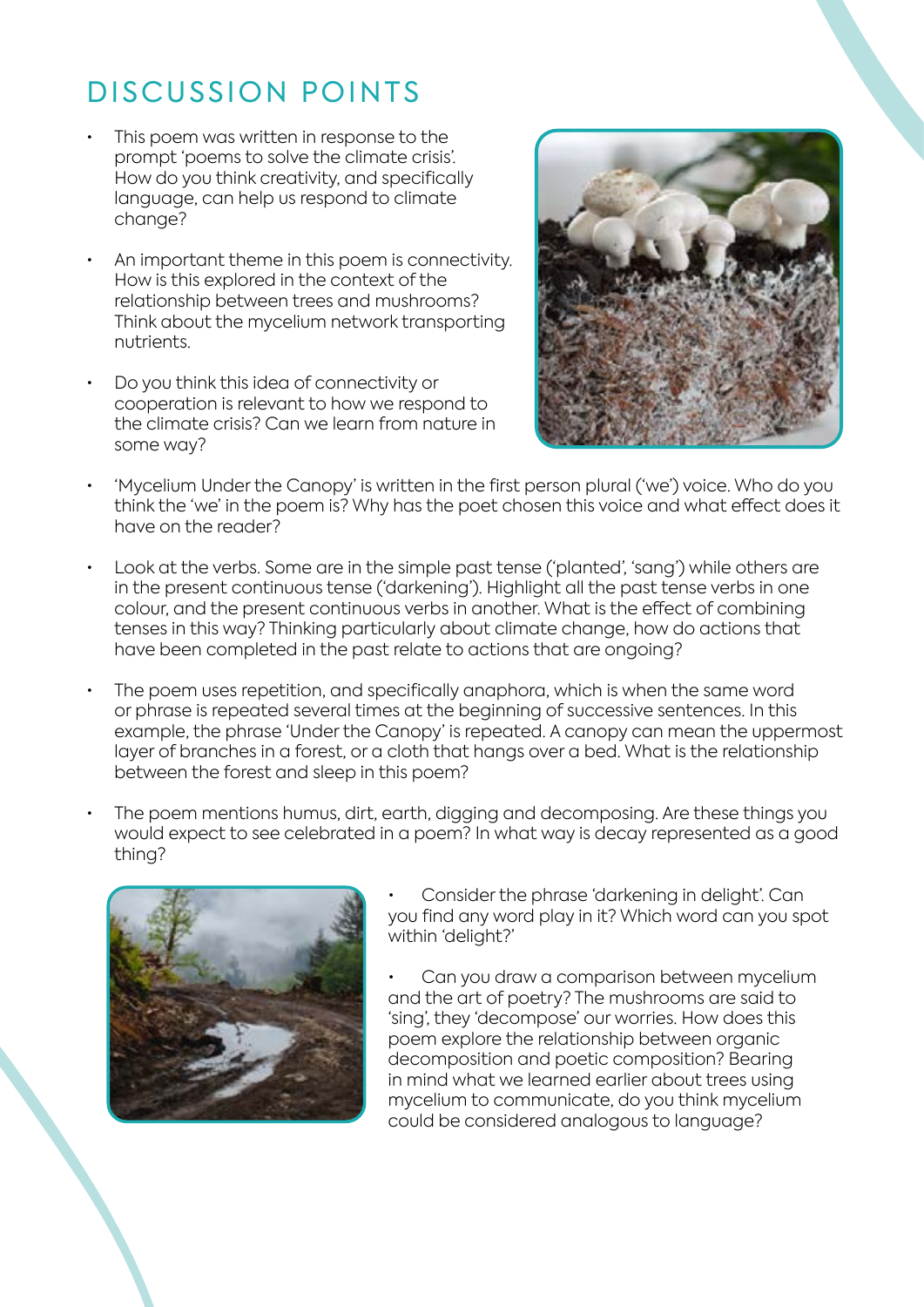# DISCUSSION POINTS

- This poem was written in response to the prompt 'poems to solve the climate crisis'. How do you think creativity, and specifically language, can help us respond to climate change?

- An important theme in this poem is connectivity. How is this explored in the context of the relationship between trees and mushrooms? Think about the mycelium network transporting nutrients.

- Do you think this idea of connectivity or cooperation is relevant to how we respond to the climate crisis? Can we learn from nature in some way?

- 'Mycelium Under the Canopy' is written in the first person plural ('we') voice. Who do you think the 'we' in the poem is? Why has the poet chosen this voice and what effect does it have on the reader?

- Look at the verbs. Some are in the simple past tense ('planted', 'sang') while others are in the present continuous tense ('darkening'). Highlight all the past tense verbs in one colour, and the present continuous verbs in another. What is the effect of combining tenses in this way? Thinking particularly about climate change, how do actions that have been completed in the past relate to actions that are ongoing?

- The poem uses repetition, and specifically anaphora, which is when the same word or phrase is repeated several times at the beginning of successive sentences. In this example, the phrase 'Under the Canopy' is repeated. A canopy can mean the uppermost layer of branches in a forest, or a cloth that hangs over a bed. What is the relationship between the forest and sleep in this poem?

- The poem mentions humus, dirt, earth, digging and decomposing. Are these things you would expect to see celebrated in a poem? In what way is decay represented as a good thing?

- Consider the phrase 'darkening in delight'. Can you find any word play in it? Which word can you spot within 'delight?'

- Can you draw a comparison between mycelium and the art of poetry? The mushrooms are said to 'sing', they 'decompose' our worries. How does this poem explore the relationship between organic decomposition and poetic composition? Bearing in mind what we learned earlier about trees using mycelium to communicate, do you think mycelium could be considered analogous to language?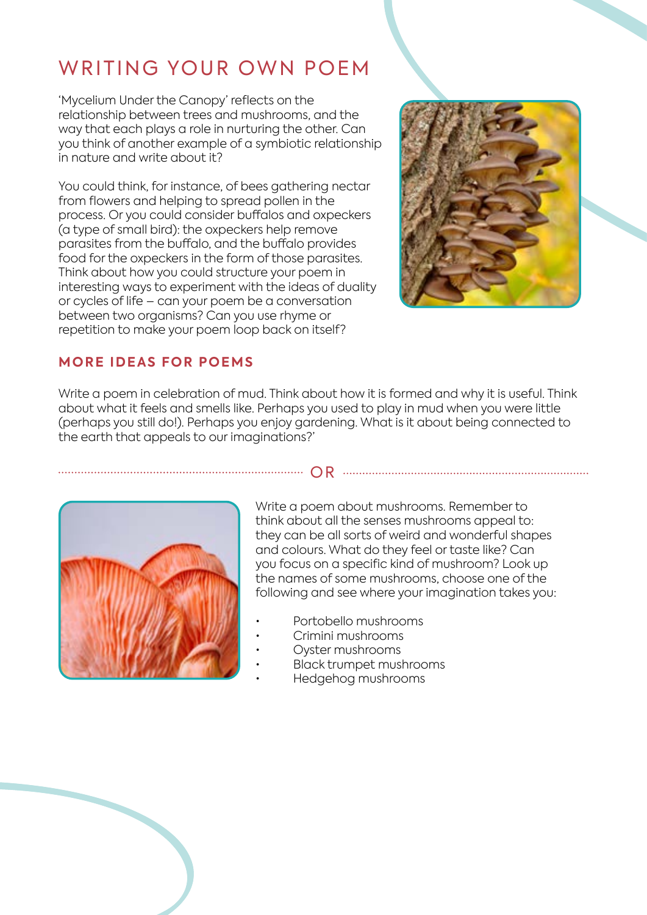# WRITING YOUR OWN POEM

'Mycelium Under the Canopy' reflects on the relationship between trees and mushrooms, and the way that each plays a role in nurturing the other. Can you think of another example of a symbiotic relationship in nature and write about it?

You could think, for instance, of bees gathering nectar from flowers and helping to spread pollen in the process. Or you could consider buffalos and oxpeckers (a type of small bird): the oxpeckers help remove parasites from the buffalo, and the buffalo provides food for the oxpeckers in the form of those parasites. Think about how you could structure your poem in interesting ways to experiment with the ideas of duality or cycles of life – can your poem be a conversation between two organisms? Can you use rhyme or repetition to make your poem loop back on itself?

## MORE IDEAS FOR POEMS

Write a poem in celebration of mud. Think about how it is formed and why it is useful. Think about what it feels and smells like. Perhaps you used to play in mud when you were little (perhaps you still do!). Perhaps you enjoy gardening. What is it about being connected to the earth that appeals to our imaginations?'

OR

Write a poem about mushrooms. Remember to think about all the senses mushrooms appeal to: they can be all sorts of weird and wonderful shapes and colours. What do they feel or taste like? Can you focus on a specific kind of mushroom? Look up the names of some mushrooms, choose one of the following and see where your imagination takes you:

- Portobello mushrooms
- Crimini mushrooms
- Oyster mushrooms
- Black trumpet mushrooms
- Hedgehog mushrooms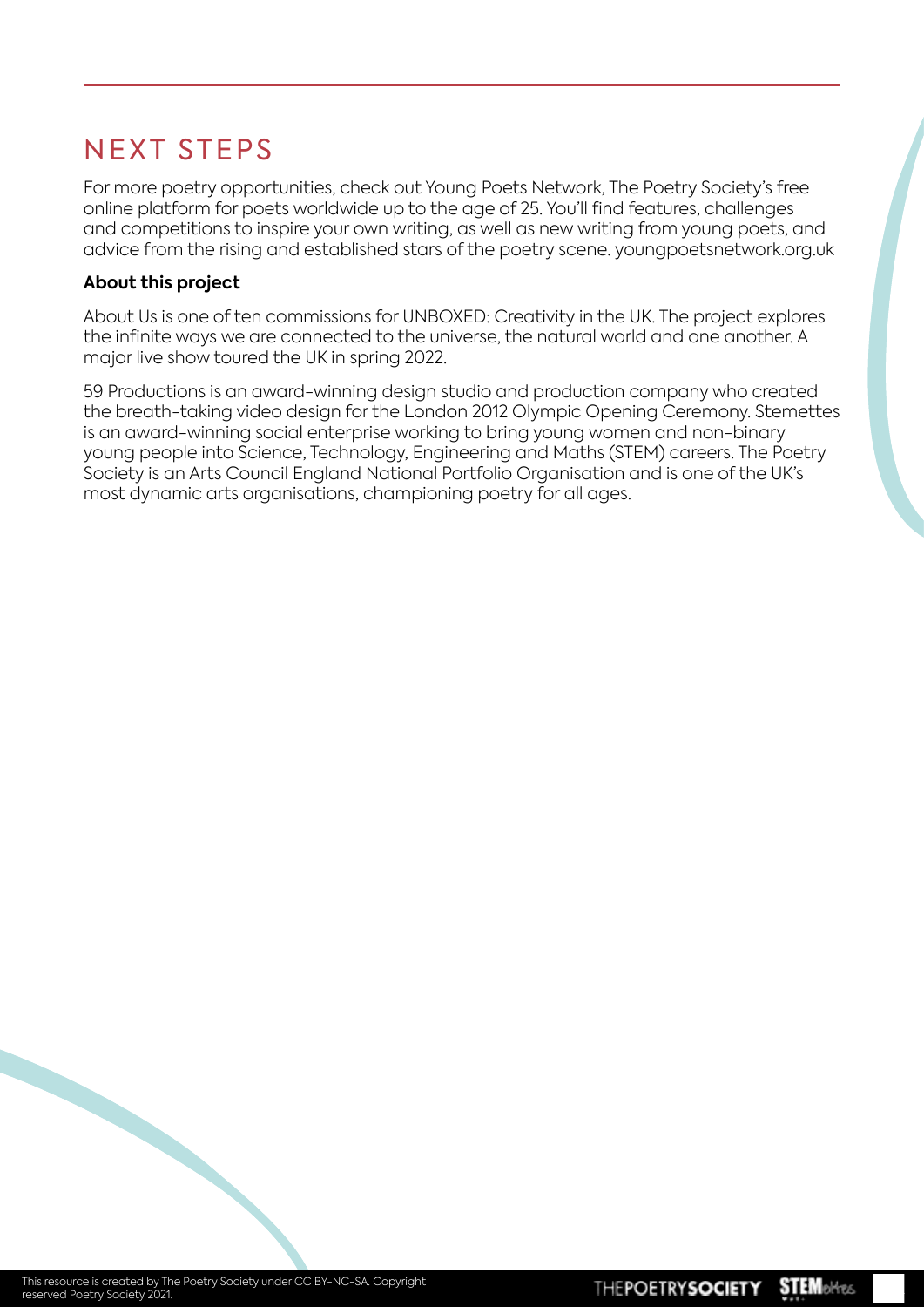## NEXT STEPS

For more poetry opportunities, check out Young Poets Network, The Poetry Society's free online platform for poets worldwide up to the age of 25. You'll find features, challenges and competitions to inspire your own writing, as well as new writing from young poets, and advice from the rising and established stars of the poetry scene. youngpoetsnetwork.org.uk

**About this project**

About Us is one of ten commissions for UNBOXED: Creativity in the UK. The project explores the infinite ways we are connected to the universe, the natural world and one another. A major live show toured the UK in spring 2022.

59 Productions is an award-winning design studio and production company who created the breath-taking video design for the London 2012 Olympic Opening Ceremony. Stemettes is an award-winning social enterprise working to bring young women and non-binary young people into Science, Technology, Engineering and Maths (STEM) careers. The Poetry Society is an Arts Council England National Portfolio Organisation and is one of the UK's most dynamic arts organisations, championing poetry for all ages.

This resource is created by The Poetry Society under CC BY-NC-SA. Copyright reserved Poetry Society 2021.